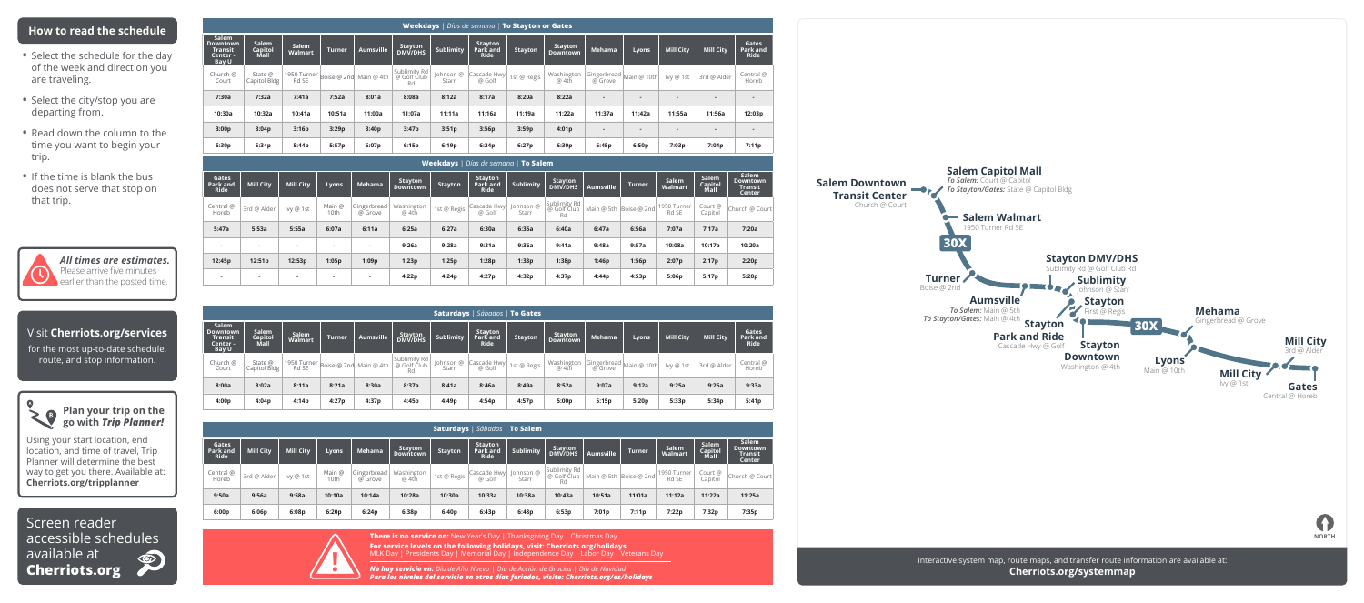## How to read the schedule

- Select the schedule for the day of the week and direction you are traveling.
- Select the city/stop you are departing from.
- Read down the column to the time you want to begin your trip.
- If the time is blank the bus does not serve that stop on that trip.

***All times are estimates.*** Please arrive five minutes earlier than the posted time.

Visit **Cherriots.org/services** for the most up-to-date schedule, route, and stop information.

**Plan your trip on the go with *Trip Planner!***

Using your start location, end location, and time of travel, Trip Planner will determine the best way to get you there. Available at: **Cherriots.org/tripplanner**

Screen reader accessible schedules available at **Cherriots.org**

### Weekdays | *Días de semana* | To Stayton or Gates

| Salem Downtown Transit Center - Bay U | Salem Capitol Mall | Salem Walmart | Turner | Aumsville | Stayton DMV/DHS | Sublimity | Stayton Park and Ride | Stayton | Stayton Downtown | Mehama | Lyons | Mill City | Mill City | Gates Park and Ride |
|---|---|---|---|---|---|---|---|---|---|---|---|---|---|---|
| Church @ Court | State @ Capitol Bldg | 1950 Turner Rd SE | Boise @ 2nd | Main @ 4th | Sublimity Rd @ Golf Club Rd | Johnson @ Starr | Cascade Hwy @ Golf | 1st @ Regis | Washington @ 4th | Gingerbread @ Grove | Main @ 10th | Ivy @ 1st | 3rd @ Alder | Central @ Horeb |
| 7:30a | 7:32a | 7:41a | 7:52a | 8:01a | 8:08a | 8:12a | 8:17a | 8:20a | 8:22a | - | - | - | - | - |
| 10:30a | 10:32a | 10:41a | 10:51a | 11:00a | 11:07a | 11:11a | 11:16a | 11:19a | 11:22a | 11:37a | 11:42a | 11:55a | 11:56a | 12:03p |
| 3:00p | 3:04p | 3:16p | 3:29p | 3:40p | 3:47p | 3:51p | 3:56p | 3:59p | 4:01p | - | - | - | - | - |
| 5:30p | 5:34p | 5:44p | 5:57p | 6:07p | 6:15p | 6:19p | 6:24p | 6:27p | 6:30p | 6:45p | 6:50p | 7:03p | 7:04p | 7:11p |

### Weekdays | *Días de semana* | To Salem

| Gates Park and Ride | Mill City | Mill City | Lyons | Mehama | Stayton Downtown | Stayton | Stayton Park and Ride | Sublimity | Stayton DMV/DHS | Aumsville | Turner | Salem Walmart | Salem Capitol Mall | Salem Downtown Transit Center |
|---|---|---|---|---|---|---|---|---|---|---|---|---|---|---|
| Central @ Horeb | 3rd @ Alder | Ivy @ 1st | Main @ 10th | Gingerbread @ Grove | Washington @ 4th | 1st @ Regis | Cascade Hwy @ Golf | Johnson @ Starr | Sublimity Rd @ Golf Club Rd | Main @ 5th | Boise @ 2nd | 1950 Turner Rd SE | Court @ Capitol | Church @ Court |
| 5:47a | 5:53a | 5:55a | 6:07a | 6:11a | 6:25a | 6:27a | 6:30a | 6:35a | 6:40a | 6:47a | 6:56a | 7:07a | 7:17a | 7:20a |
| - | - | - | - | - | 9:26a | 9:28a | 9:31a | 9:36a | 9:41a | 9:48a | 9:57a | 10:08a | 10:17a | 10:20a |
| 12:45p | 12:51p | 12:53p | 1:05p | 1:09p | 1:23p | 1:25p | 1:28p | 1:33p | 1:38p | 1:46p | 1:56p | 2:07p | 2:17p | 2:20p |
| - | - | - | - | - | 4:22p | 4:24p | 4:27p | 4:32p | 4:37p | 4:44p | 4:53p | 5:06p | 5:17p | 5:20p |

### Saturdays | *Sábados* | To Gates

| Salem Downtown Transit Center - Bay U | Salem Capitol Mall | Salem Walmart | Turner | Aumsville | Stayton DMV/DHS | Sublimity | Stayton Park and Ride | Stayton | Stayton Downtown | Mehama | Lyons | Mill City | Mill City | Gates Park and Ride |
|---|---|---|---|---|---|---|---|---|---|---|---|---|---|---|
| Church @ Court | State @ Capitol Bldg | 1950 Turner Rd SE | Boise @ 2nd | Main @ 4th | Sublimity Rd @ Golf Club Rd | Johnson @ Starr | Cascade Hwy @ Golf | 1st @ Regis | Washington @ 4th | Gingerbread @ Grove | Main @ 10th | Ivy @ 1st | 3rd @ Alder | Central @ Horeb |
| 8:00a | 8:02a | 8:11a | 8:21a | 8:30a | 8:37a | 8:41a | 8:46a | 8:49a | 8:52a | 9:07a | 9:12a | 9:25a | 9:26a | 9:33a |
| 4:00p | 4:04p | 4:14p | 4:27p | 4:37p | 4:45p | 4:49p | 4:54p | 4:57p | 5:00p | 5:15p | 5:20p | 5:33p | 5:34p | 5:41p |

### Saturdays | *Sábados* | To Salem

| Gates Park and Ride | Mill City | Mill City | Lyons | Mehama | Stayton Downtown | Stayton | Stayton Park and Ride | Sublimity | Stayton DMV/DHS | Aumsville | Turner | Salem Walmart | Salem Capitol Mall | Salem Downtown Transit Center |
|---|---|---|---|---|---|---|---|---|---|---|---|---|---|---|
| Central @ Horeb | 3rd @ Alder | Ivy @ 1st | Main @ 10th | Gingerbread @ Grove | Washington @ 4th | 1st @ Regis | Cascade Hwy @ Golf | Johnson @ Starr | Sublimity Rd @ Golf Club Rd | Main @ 5th | Boise @ 2nd | 1950 Turner Rd SE | Court @ Capitol | Church @ Court |
| 9:50a | 9:56a | 9:58a | 10:10a | 10:14a | 10:28a | 10:30a | 10:33a | 10:38a | 10:43a | 10:51a | 11:01a | 11:12a | 11:22a | 11:25a |
| 6:00p | 6:06p | 6:08p | 6:20p | 6:24p | 6:38p | 6:40p | 6:43p | 6:48p | 6:53p | 7:01p | 7:11p | 7:22p | 7:32p | 7:35p |

**There is no service on:** New Year's Day | Thanksgiving Day | Christmas Day
**For service levels on the following holidays, visit: Cherriots.org/holidays**
MLK Day | Presidents Day | Memorial Day | Independence Day | Labor Day | Veterans Day

***No hay servicio en:*** *Día de Año Nuevo | Día de Acción de Gracias | Día de Navidad*
***Para los niveles del servicio en otros días feriados, visite: Cherriots.org/es/holidays***

**Salem Downtown Transit Center** Church @ Court
**Salem Capitol Mall** *To Salem:* Court @ Capitol; *To Stayton/Gates:* State @ Capitol Bldg
**Salem Walmart** 1950 Turner Rd SE
**30X**
**Turner** Boise @ 2nd
**Aumsville** *To Salem:* Main @ 5th; *To Stayton/Gates:* Main @ 4th
**Stayton DMV/DHS** Sublimity Rd @ Golf Club Rd
**Sublimity** Johnson @ Starr
**Stayton** First @ Regis
**Stayton Park and Ride** Cascade Hwy @ Golf
**Stayton Downtown** Washington @ 4th
**Mehama** Gingerbread @ Grove
**Lyons** Main @ 10th
**Mill City** Ivy @ 1st
**Mill City** 3rd @ Alder
**Gates** Central @ Horeb
NORTH

Interactive system map, route maps, and transfer route information are available at:
**Cherriots.org/systemmap**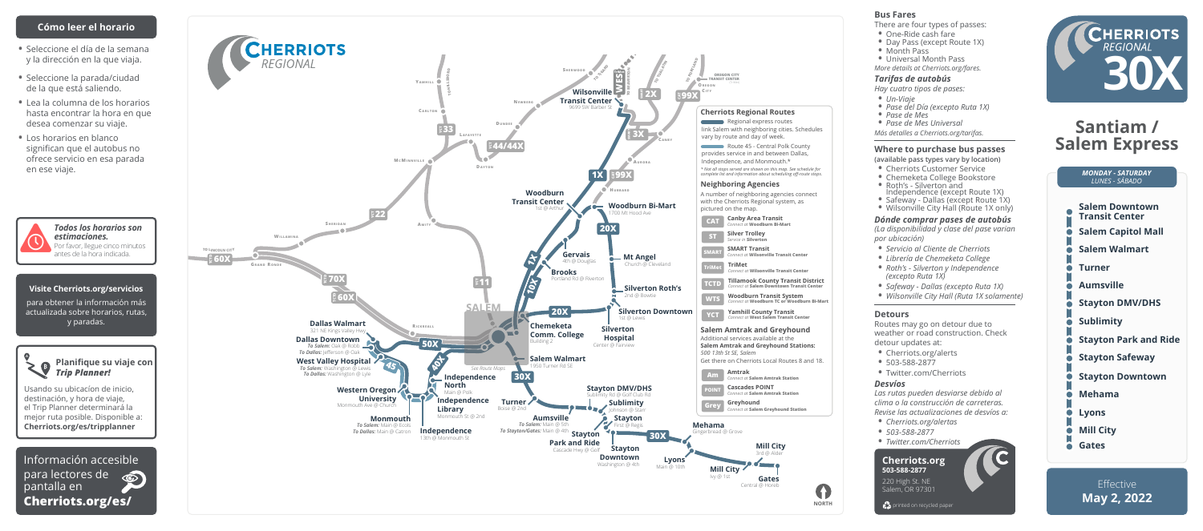## Cómo leer el horario

- Seleccione el día de la semana y la dirección en la que viaja.
- Seleccione la parada/ciudad de la que está saliendo.
- Lea la columna de los horarios hasta encontrar la hora en que desea comenzar su viaje.
- Los horarios en blanco significan que el autobus no ofrece servicio en esa parada en ese viaje.

***Todos los horarios son estimaciones.***
Por favor, llegue cinco minutos antes de la hora indicada.

**Visite Cherriots.org/servicios**
para obtener la información más actualizada sobre horarios, rutas, y paradas.

***Planifique su viaje con Trip Planner!***

Usando su ubicación de inicio, destinación, y hora de viaje, el Trip Planner determinará la mejor ruta posible. Disponible a: **Cherriots.org/es/tripplanner**

Información accesible para lectores de pantalla en **Cherriots.org/es/**

CHERRIOTS REGIONAL

Sherwood, To Tigard, WES, To Beaverton, To Tualatin, To Portland, Oregon City Transit Center, Oregon City, Yamhill, Carlton, Newberg, Wilsonville Transit Center 9699 SW Barber St, 2X, 99X, Dundee, 33, Lafayette, 3X, Canby, 44/44X, McMinnville, Dayton, Aurora, 1X, 99X, Hubbard, Woodburn Transit Center 1st @ Arthur, Woodburn Bi-Mart 1700 Mt Hood Ave, Sheridan, 22, Amity, 20X, Willamina, To Lincoln City, 60X, Grand Ronde, 70X, 11, Gervais 4th @ Douglas, Mt Angel Church @ Cleveland, 1X, Brooks Portland Rd @ Riverton, 10X, 60X, Silverton Roth's 2nd @ Bowlie, SALEM, 20X, Silverton Downtown 1st @ Lewis, Rickreall, Chemeketa Comm. College Building 2, Silverton Hospital Center @ Fairview, Dallas Walmart 321 NE Kings Valley Hwy, Dallas Downtown *To Salem:* Oak @ Robb *To Dallas:* Jefferson @ Oak, 50X, West Valley Hospital *To Salem:* Washington @ Lewis *To Dallas:* Washington @ Lyle, 45, 40X, See Route Maps, Salem Walmart 1950 Turner Rd SE, Independence North Main @ Polk, 30X, Western Oregon University Monmouth Ave @ Church, Independence Library Monmouth St @ 2nd, Turner Boise @ 2nd, Stayton DMV/DHS Sublimity Rd @ Golf Club Rd, Sublimity Johnson @ Starr, Monmouth *To Salem:* Main @ Ecols *To Dallas:* Main @ Catron, Independence 13th @ Monmouth St, Aumsville *To Salem:* Main @ 5th *To Stayton/Gates:* Main @ 4th, Stayton First @ Regis, Stayton Park and Ride Cascade Hwy @ Golf, Stayton Downtown Washington @ 4th, 30X, Mehama Gingerbread @ Grove, Lyons Main @ 10th, Mill City 3rd @ Alder, Mill City Ivy @ 1st, Gates Central @ Horeb, NORTH

### Cherriots Regional Routes

Regional express routes link Salem with neighboring cities. Schedules vary by route and day of week.

Route 45 - Central Polk County provides service in and between Dallas, Independence, and Monmouth.*

*\* Not all stops served are shown on this map. See schedule for complete list and information about scheduling off-route stops.*

### Neighboring Agencies

A number of neighboring agencies connect with the Cherriots Regional system, as pictured on the map.

- **CAT** — **Canby Area Transit** *Connect at* **Woodburn Bi-Mart**
- **ST** — **Silver Trolley** *Service in* **Silverton**
- **SMART** — **SMART Transit** *Connect at* **Wilsonville Transit Center**
- **TriMet** — **TriMet** *Connect at* **Wilsonville Transit Center**
- **TCTD** — **Tillamook County Transit District** *Connect at* **Salem Downtown Transit Center**
- **WTS** — **Woodburn Transit System** *Connect at* **Woodburn TC or Woodburn Bi-Mart**
- **YCT** — **Yamhill County Transit** *Connect at* **West Salem Transit Center**

### Salem Amtrak and Greyhound

Additional services available at the **Salem Amtrak and Greyhound Stations:**
*500 13th St SE, Salem*
Get there on Cherriots Local Routes 8 and 18.

- **Am** — **Amtrak** *Connect at* **Salem Amtrak Station**
- **POINT** — **Cascades POINT** *Connect at* **Salem Amtrak Station**
- **Grey** — **Greyhound** *Connect at* **Salem Greyhound Station**

### Bus Fares

There are four types of passes:
- One-Ride cash fare
- Day Pass (except Route 1X)
- Month Pass
- Universal Month Pass

*More details at Cherriots.org/fares.*

### *Tarifas de autobús*

*Hay cuatro tipos de pases:*
- *Un-Viaje*
- *Pase del Día (excepto Ruta 1X)*
- *Pase de Mes*
- *Pase de Mes Universal*

*Más detalles a Cherriots.org/tarifas.*

### Where to purchase bus passes
**(available pass types vary by location)**
- Cherriots Customer Service
- Chemeketa College Bookstore
- Roth's - Silverton and Independence (except Route 1X)
- Safeway - Dallas (except Route 1X)
- Wilsonville City Hall (Route 1X only)

### *Dónde comprar pases de autobús*
*(La disponibilidad y clase del pase varían por ubicación)*
- *Servicio al Cliente de Cherriots*
- *Librería de Chemeketa College*
- *Roth's - Silverton y Independence (excepto Ruta 1X)*
- *Safeway - Dallas (excepto Ruta 1X)*
- *Wilsonville City Hall (Ruta 1X solamente)*

### Detours

Routes may go on detour due to weather or road construction. Check detour updates at:
- Cherriots.org/alerts
- 503-588-2877
- Twitter.com/Cherriots

### *Desvíos*

*Las rutas pueden desviarse debido al clima o la construcción de carreteras. Revise las actualizaciones de desvíos a:*
- *Cherriots.org/alertas*
- *503-588-2877*
- *Twitter.com/Cherriots*

**Cherriots.org**
**503-588-2877**
220 High St. NE
Salem, OR 97301

printed on recycled paper

# CHERRIOTS REGIONAL 30X

# Santiam / Salem Express

***MONDAY - SATURDAY***
***LUNES - SÁBADO***

- **Salem Downtown Transit Center**
- **Salem Capitol Mall**
- **Salem Walmart**
- **Turner**
- **Aumsville**
- **Stayton DMV/DHS**
- **Sublimity**
- **Stayton Park and Ride**
- **Stayton Safeway**
- **Stayton Downtown**
- **Mehama**
- **Lyons**
- **Mill City**
- **Gates**

Effective
**May 2, 2022**